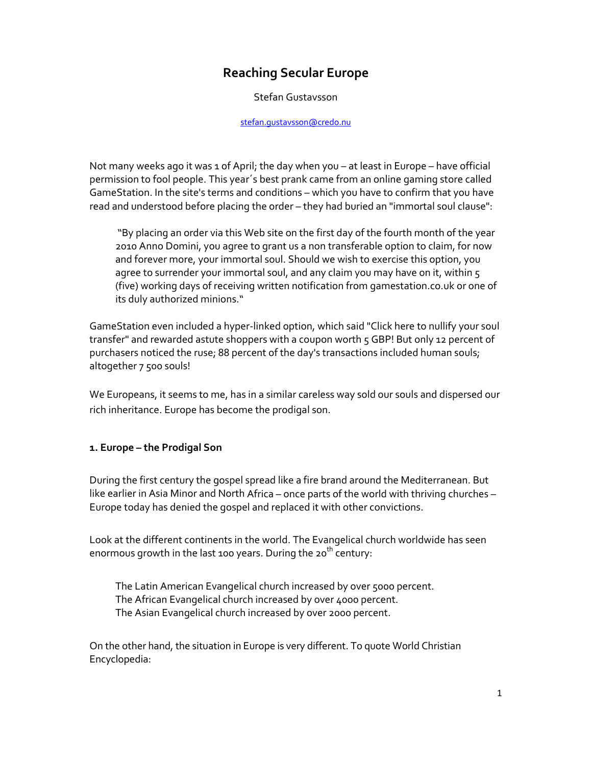# Reaching Secular Europe

Stefan Gustavsson

stefan.gustavsson@credo.nu

Not many weeks ago it was 1 of April; the day when you – at least in Europe – have official permission to fool people. This year´s best prank came from an online gaming store called GameStation. In the site's terms and conditions – which you have to confirm that you have read and understood before placing the order – they had buried an "immortal soul clause":

> "By placing an order via this Web site on the first day of the fourth month of the year 2010 Anno Domini, you agree to grant us a non transferable option to claim, for now and forever more, your immortal soul. Should we wish to exercise this option, you agree to surrender your immortal soul, and any claim you may have on it, within 5 (five) working days of receiving written notification from gamestation.co.uk or one of its duly authorized minions."

GameStation even included a hyper-linked option, which said "Click here to nullify your soul transfer" and rewarded astute shoppers with a coupon worth 5 GBP! But only 12 percent of purchasers noticed the ruse; 88 percent of the day's transactions included human souls; altogether 7 500 souls!

We Europeans, it seems to me, has in a similar careless way sold our souls and dispersed our rich inheritance. Europe has become the prodigal son.

## 1. Europe – the Prodigal Son

During the first century the gospel spread like a fire brand around the Mediterranean. But like earlier in Asia Minor and North Africa – once parts of the world with thriving churches – Europe today has denied the gospel and replaced it with other convictions.

Look at the different continents in the world. The Evangelical church worldwide has seen enormous growth in the last 100 years. During the 20th century:

> The Latin American Evangelical church increased by over 5000 percent.
> The African Evangelical church increased by over 4000 percent.
> The Asian Evangelical church increased by over 2000 percent.

On the other hand, the situation in Europe is very different. To quote World Christian Encyclopedia: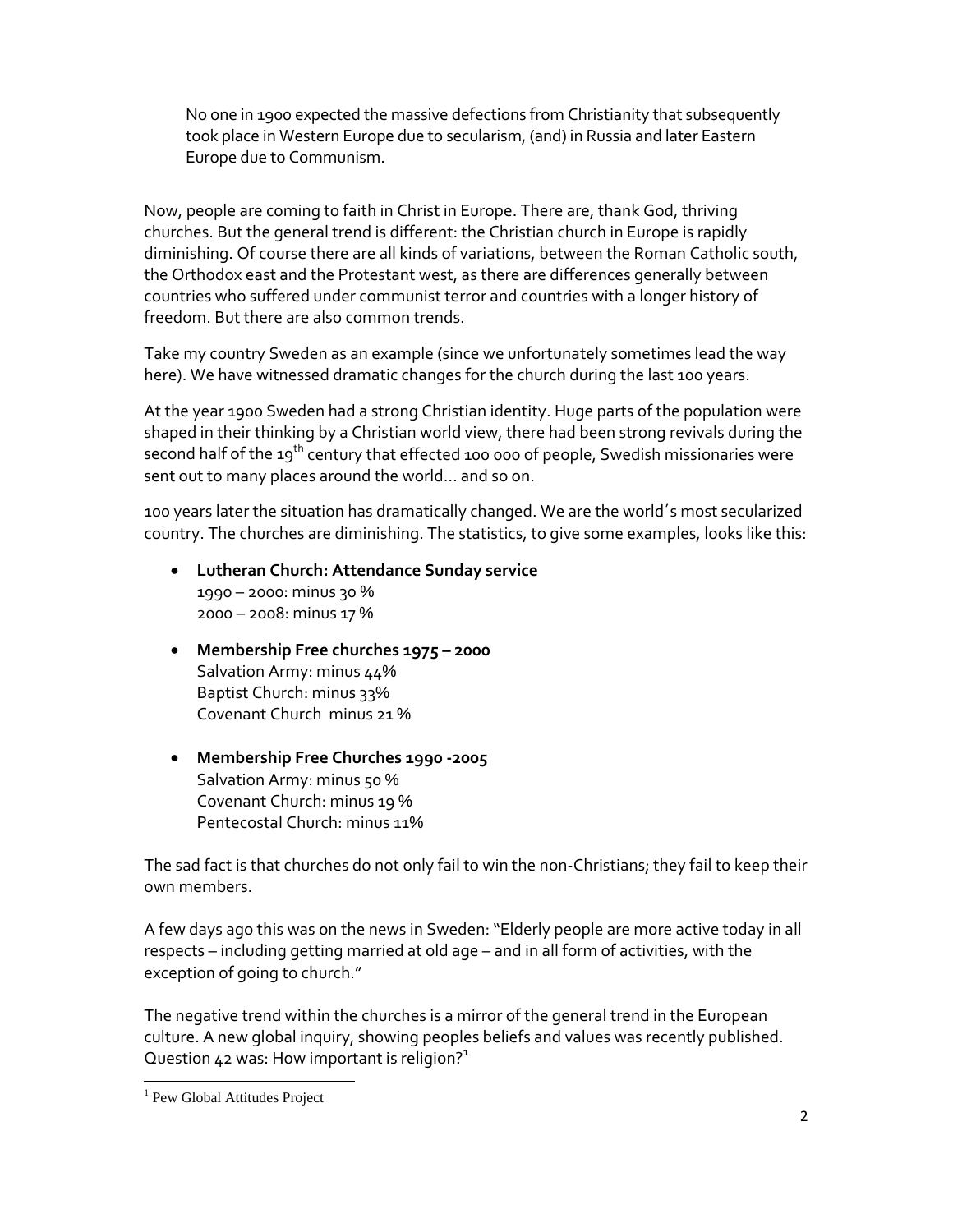> No one in 1900 expected the massive defections from Christianity that subsequently took place in Western Europe due to secularism, (and) in Russia and later Eastern Europe due to Communism.

Now, people are coming to faith in Christ in Europe. There are, thank God, thriving churches. But the general trend is different: the Christian church in Europe is rapidly diminishing. Of course there are all kinds of variations, between the Roman Catholic south, the Orthodox east and the Protestant west, as there are differences generally between countries who suffered under communist terror and countries with a longer history of freedom. But there are also common trends.

Take my country Sweden as an example (since we unfortunately sometimes lead the way here). We have witnessed dramatic changes for the church during the last 100 years.

At the year 1900 Sweden had a strong Christian identity. Huge parts of the population were shaped in their thinking by a Christian world view, there had been strong revivals during the second half of the 19th century that effected 100 000 of people, Swedish missionaries were sent out to many places around the world… and so on.

100 years later the situation has dramatically changed. We are the world´s most secularized country. The churches are diminishing. The statistics, to give some examples, looks like this:

- **Lutheran Church: Attendance Sunday service**
  1990 – 2000: minus 30 %
  2000 – 2008: minus 17 %
- **Membership Free churches 1975 – 2000**
  Salvation Army: minus 44%
  Baptist Church: minus 33%
  Covenant Church minus 21 %
- **Membership Free Churches 1990 -2005**
  Salvation Army: minus 50 %
  Covenant Church: minus 19 %
  Pentecostal Church: minus 11%

The sad fact is that churches do not only fail to win the non-Christians; they fail to keep their own members.

A few days ago this was on the news in Sweden: "Elderly people are more active today in all respects – including getting married at old age – and in all form of activities, with the exception of going to church."

The negative trend within the churches is a mirror of the general trend in the European culture. A new global inquiry, showing peoples beliefs and values was recently published. Question 42 was: How important is religion?[1]

[1] Pew Global Attitudes Project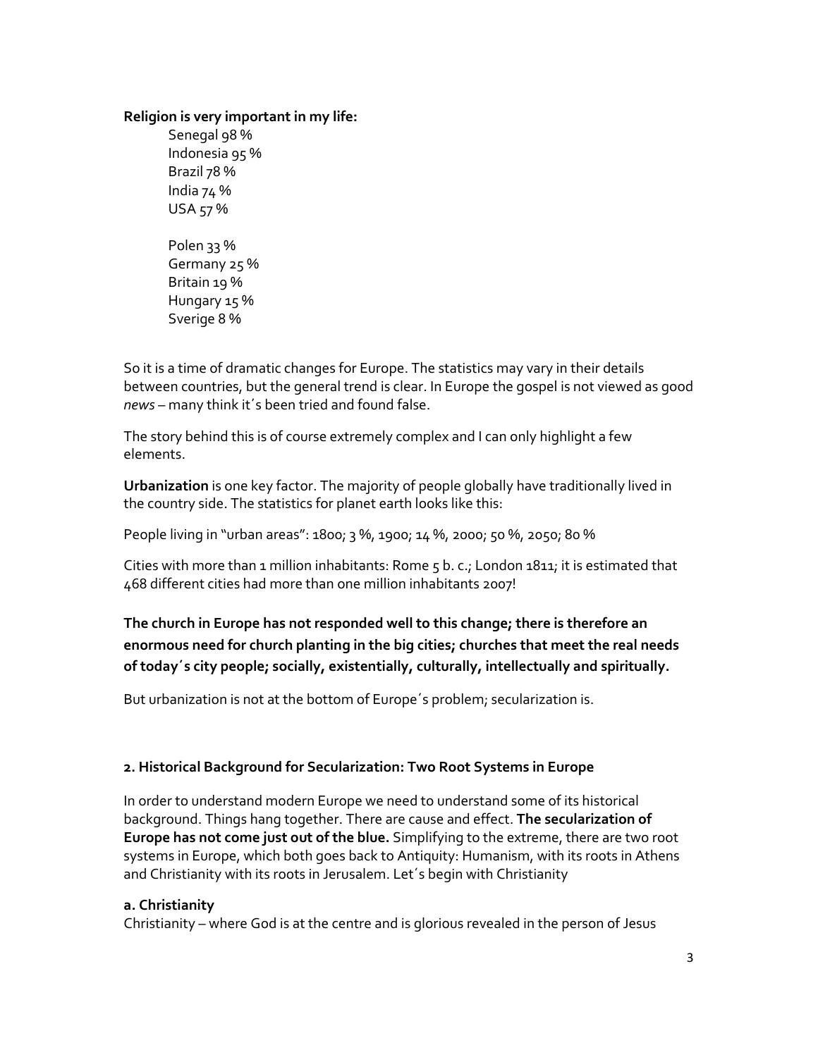**Religion is very important in my life:**

Senegal 98 %
Indonesia 95 %
Brazil 78 %
India 74 %
USA 57 %

Polen 33 %
Germany 25 %
Britain 19 %
Hungary 15 %
Sverige 8 %

So it is a time of dramatic changes for Europe. The statistics may vary in their details between countries, but the general trend is clear. In Europe the gospel is not viewed as good *news* – many think it´s been tried and found false.

The story behind this is of course extremely complex and I can only highlight a few elements.

**Urbanization** is one key factor. The majority of people globally have traditionally lived in the country side. The statistics for planet earth looks like this:

People living in "urban areas": 1800; 3 %, 1900; 14 %, 2000; 50 %, 2050; 80 %

Cities with more than 1 million inhabitants: Rome 5 b. c.; London 1811; it is estimated that 468 different cities had more than one million inhabitants 2007!

**The church in Europe has not responded well to this change; there is therefore an enormous need for church planting in the big cities; churches that meet the real needs of today´s city people; socially, existentially, culturally, intellectually and spiritually.**

But urbanization is not at the bottom of Europe´s problem; secularization is.

### 2. Historical Background for Secularization: Two Root Systems in Europe

In order to understand modern Europe we need to understand some of its historical background. Things hang together. There are cause and effect. **The secularization of Europe has not come just out of the blue.** Simplifying to the extreme, there are two root systems in Europe, which both goes back to Antiquity: Humanism, with its roots in Athens and Christianity with its roots in Jerusalem. Let´s begin with Christianity

#### a. Christianity

Christianity – where God is at the centre and is glorious revealed in the person of Jesus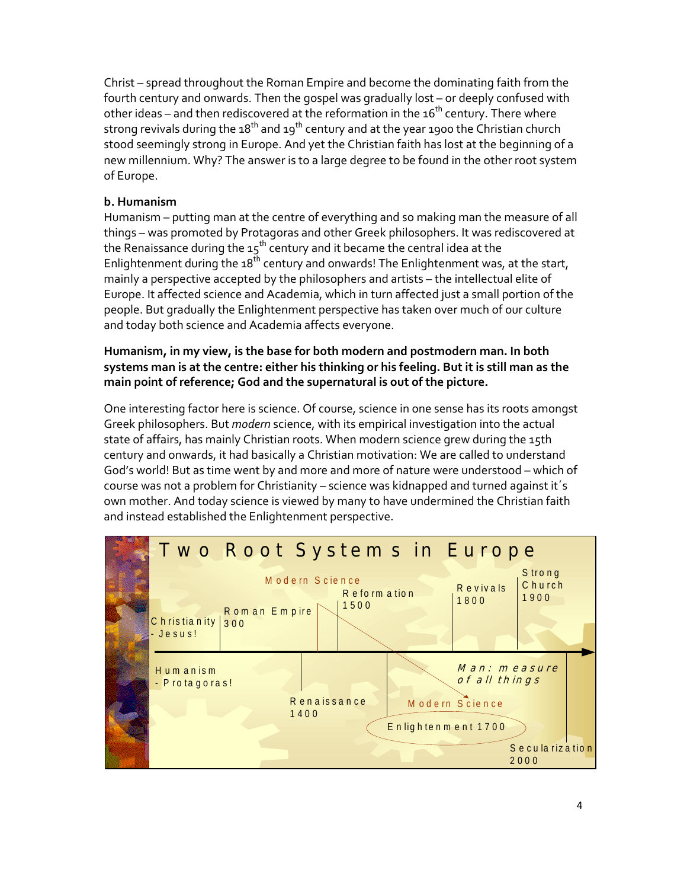Christ – spread throughout the Roman Empire and become the dominating faith from the fourth century and onwards. Then the gospel was gradually lost – or deeply confused with other ideas – and then rediscovered at the reformation in the 16th century. There where strong revivals during the 18th and 19th century and at the year 1900 the Christian church stood seemingly strong in Europe. And yet the Christian faith has lost at the beginning of a new millennium. Why? The answer is to a large degree to be found in the other root system of Europe.

### b. Humanism

Humanism – putting man at the centre of everything and so making man the measure of all things – was promoted by Protagoras and other Greek philosophers. It was rediscovered at the Renaissance during the 15th century and it became the central idea at the Enlightenment during the 18th century and onwards! The Enlightenment was, at the start, mainly a perspective accepted by the philosophers and artists – the intellectual elite of Europe. It affected science and Academia, which in turn affected just a small portion of the people. But gradually the Enlightenment perspective has taken over much of our culture and today both science and Academia affects everyone.

**Humanism, in my view, is the base for both modern and postmodern man. In both systems man is at the centre: either his thinking or his feeling. But it is still man as the main point of reference; God and the supernatural is out of the picture.**

One interesting factor here is science. Of course, science in one sense has its roots amongst Greek philosophers. But *modern* science, with its empirical investigation into the actual state of affairs, has mainly Christian roots. When modern science grew during the 15th century and onwards, it had basically a Christian motivation: We are called to understand God's world! But as time went by and more and more of nature were understood – which of course was not a problem for Christianity – science was kidnapped and turned against it´s own mother. And today science is viewed by many to have undermined the Christian faith and instead established the Enlightenment perspective.

**Two Root Systems in Europe**

Christianity - Jesus! | Roman Empire 300 | Modern Science | Reformation 1500 | Revivals 1800 | Strong Church 1900

Humanism - Protagoras! | Renaissance 1400 | Enlightenment 1700 | Modern Science | *Man: measure of all things* | Secularization 2000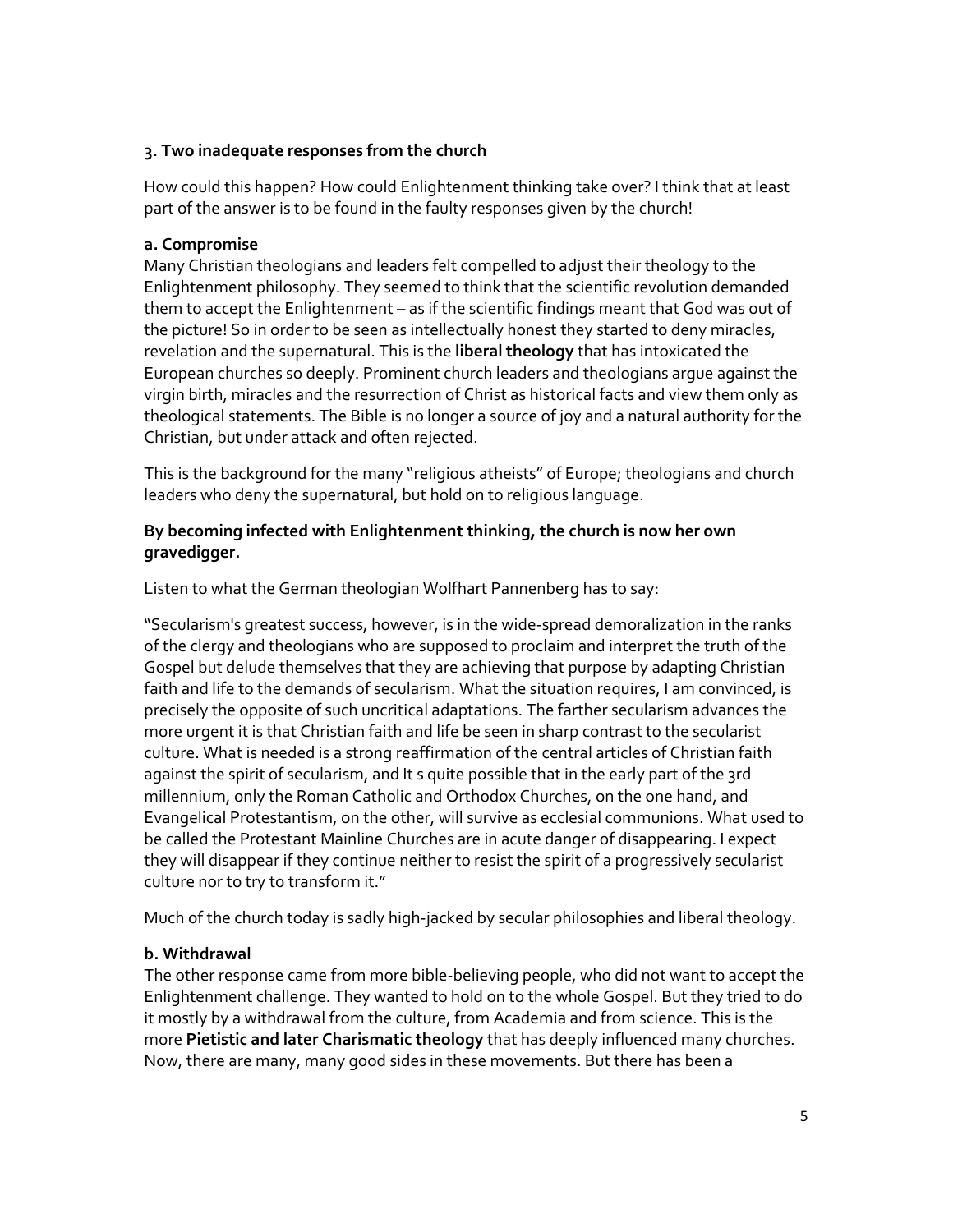### 3. Two inadequate responses from the church

How could this happen? How could Enlightenment thinking take over? I think that at least part of the answer is to be found in the faulty responses given by the church!

#### a. Compromise

Many Christian theologians and leaders felt compelled to adjust their theology to the Enlightenment philosophy. They seemed to think that the scientific revolution demanded them to accept the Enlightenment – as if the scientific findings meant that God was out of the picture! So in order to be seen as intellectually honest they started to deny miracles, revelation and the supernatural. This is the **liberal theology** that has intoxicated the European churches so deeply. Prominent church leaders and theologians argue against the virgin birth, miracles and the resurrection of Christ as historical facts and view them only as theological statements. The Bible is no longer a source of joy and a natural authority for the Christian, but under attack and often rejected.

This is the background for the many "religious atheists" of Europe; theologians and church leaders who deny the supernatural, but hold on to religious language.

**By becoming infected with Enlightenment thinking, the church is now her own gravedigger.**

Listen to what the German theologian Wolfhart Pannenberg has to say:

"Secularism's greatest success, however, is in the wide-spread demoralization in the ranks of the clergy and theologians who are supposed to proclaim and interpret the truth of the Gospel but delude themselves that they are achieving that purpose by adapting Christian faith and life to the demands of secularism. What the situation requires, I am convinced, is precisely the opposite of such uncritical adaptations. The farther secularism advances the more urgent it is that Christian faith and life be seen in sharp contrast to the secularist culture. What is needed is a strong reaffirmation of the central articles of Christian faith against the spirit of secularism, and It s quite possible that in the early part of the 3rd millennium, only the Roman Catholic and Orthodox Churches, on the one hand, and Evangelical Protestantism, on the other, will survive as ecclesial communions. What used to be called the Protestant Mainline Churches are in acute danger of disappearing. I expect they will disappear if they continue neither to resist the spirit of a progressively secularist culture nor to try to transform it."

Much of the church today is sadly high-jacked by secular philosophies and liberal theology.

#### b. Withdrawal

The other response came from more bible-believing people, who did not want to accept the Enlightenment challenge. They wanted to hold on to the whole Gospel. But they tried to do it mostly by a withdrawal from the culture, from Academia and from science. This is the more **Pietistic and later Charismatic theology** that has deeply influenced many churches. Now, there are many, many good sides in these movements. But there has been a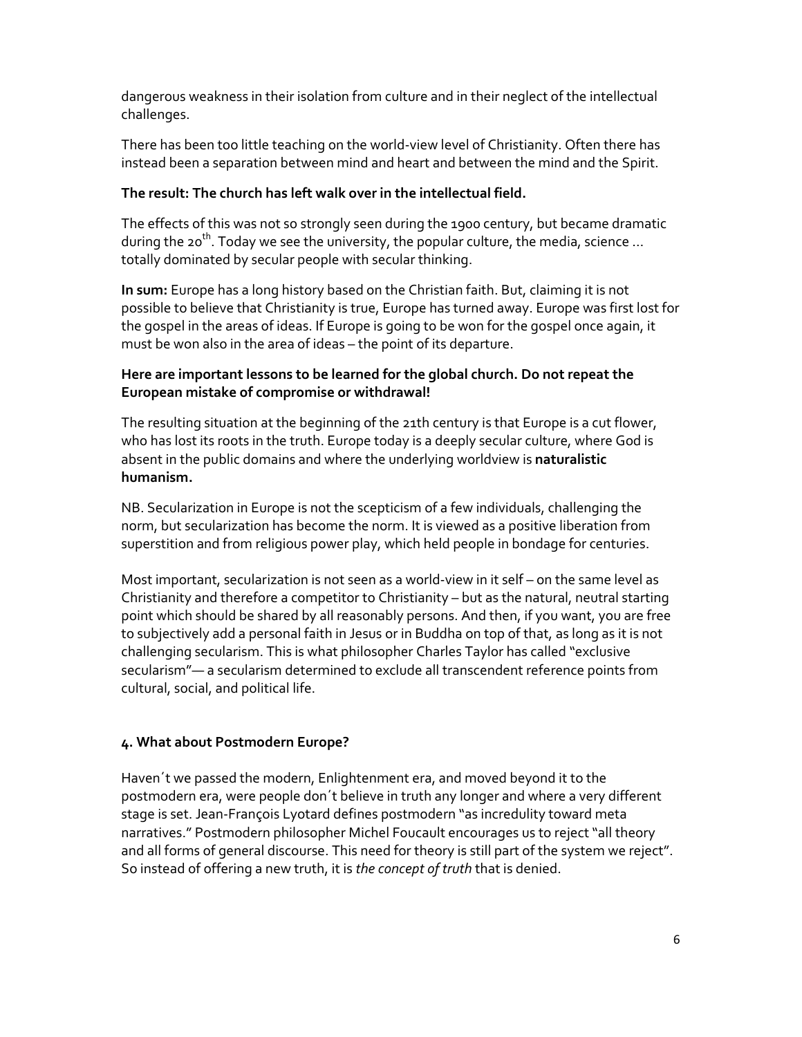dangerous weakness in their isolation from culture and in their neglect of the intellectual challenges.

There has been too little teaching on the world-view level of Christianity. Often there has instead been a separation between mind and heart and between the mind and the Spirit.

**The result: The church has left walk over in the intellectual field.**

The effects of this was not so strongly seen during the 1900 century, but became dramatic during the 20th. Today we see the university, the popular culture, the media, science … totally dominated by secular people with secular thinking.

**In sum:** Europe has a long history based on the Christian faith. But, claiming it is not possible to believe that Christianity is true, Europe has turned away. Europe was first lost for the gospel in the areas of ideas. If Europe is going to be won for the gospel once again, it must be won also in the area of ideas – the point of its departure.

**Here are important lessons to be learned for the global church. Do not repeat the European mistake of compromise or withdrawal!**

The resulting situation at the beginning of the 21th century is that Europe is a cut flower, who has lost its roots in the truth. Europe today is a deeply secular culture, where God is absent in the public domains and where the underlying worldview is **naturalistic humanism.**

NB. Secularization in Europe is not the scepticism of a few individuals, challenging the norm, but secularization has become the norm. It is viewed as a positive liberation from superstition and from religious power play, which held people in bondage for centuries.

Most important, secularization is not seen as a world-view in it self – on the same level as Christianity and therefore a competitor to Christianity – but as the natural, neutral starting point which should be shared by all reasonably persons. And then, if you want, you are free to subjectively add a personal faith in Jesus or in Buddha on top of that, as long as it is not challenging secularism. This is what philosopher Charles Taylor has called "exclusive secularism"— a secularism determined to exclude all transcendent reference points from cultural, social, and political life.

#### 4. What about Postmodern Europe?

Haven´t we passed the modern, Enlightenment era, and moved beyond it to the postmodern era, were people don´t believe in truth any longer and where a very different stage is set. Jean-François Lyotard defines postmodern "as incredulity toward meta narratives." Postmodern philosopher Michel Foucault encourages us to reject "all theory and all forms of general discourse. This need for theory is still part of the system we reject". So instead of offering a new truth, it is *the concept of truth* that is denied.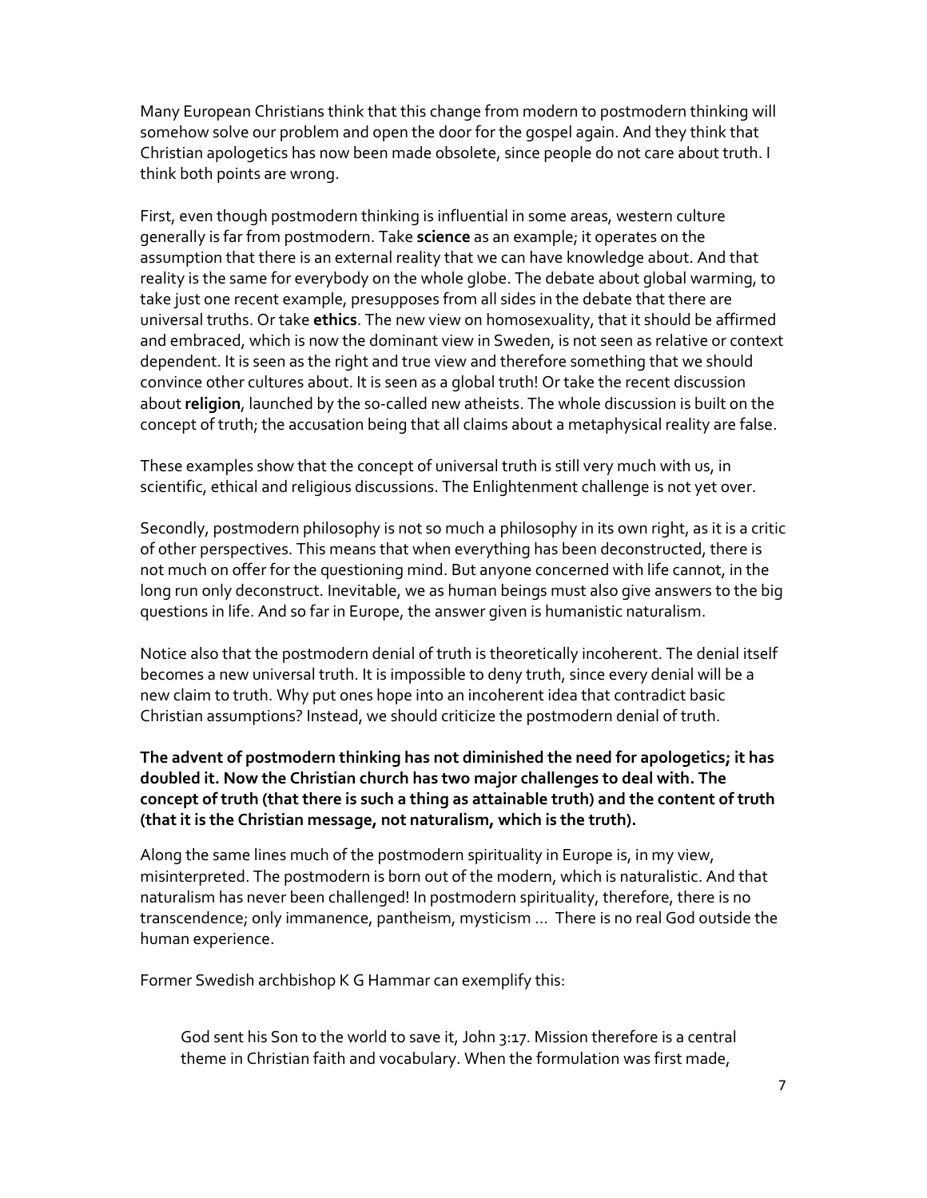Many European Christians think that this change from modern to postmodern thinking will somehow solve our problem and open the door for the gospel again. And they think that Christian apologetics has now been made obsolete, since people do not care about truth. I think both points are wrong.

First, even though postmodern thinking is influential in some areas, western culture generally is far from postmodern. Take **science** as an example; it operates on the assumption that there is an external reality that we can have knowledge about. And that reality is the same for everybody on the whole globe. The debate about global warming, to take just one recent example, presupposes from all sides in the debate that there are universal truths. Or take **ethics**. The new view on homosexuality, that it should be affirmed and embraced, which is now the dominant view in Sweden, is not seen as relative or context dependent. It is seen as the right and true view and therefore something that we should convince other cultures about. It is seen as a global truth! Or take the recent discussion about **religion**, launched by the so-called new atheists. The whole discussion is built on the concept of truth; the accusation being that all claims about a metaphysical reality are false.

These examples show that the concept of universal truth is still very much with us, in scientific, ethical and religious discussions. The Enlightenment challenge is not yet over.

Secondly, postmodern philosophy is not so much a philosophy in its own right, as it is a critic of other perspectives. This means that when everything has been deconstructed, there is not much on offer for the questioning mind. But anyone concerned with life cannot, in the long run only deconstruct. Inevitable, we as human beings must also give answers to the big questions in life. And so far in Europe, the answer given is humanistic naturalism.

Notice also that the postmodern denial of truth is theoretically incoherent. The denial itself becomes a new universal truth. It is impossible to deny truth, since every denial will be a new claim to truth. Why put ones hope into an incoherent idea that contradict basic Christian assumptions? Instead, we should criticize the postmodern denial of truth.

**The advent of postmodern thinking has not diminished the need for apologetics; it has doubled it. Now the Christian church has two major challenges to deal with. The concept of truth (that there is such a thing as attainable truth) and the content of truth (that it is the Christian message, not naturalism, which is the truth).**

Along the same lines much of the postmodern spirituality in Europe is, in my view, misinterpreted. The postmodern is born out of the modern, which is naturalistic. And that naturalism has never been challenged! In postmodern spirituality, therefore, there is no transcendence; only immanence, pantheism, mysticism ... There is no real God outside the human experience.

Former Swedish archbishop K G Hammar can exemplify this:

> God sent his Son to the world to save it, John 3:17. Mission therefore is a central theme in Christian faith and vocabulary. When the formulation was first made,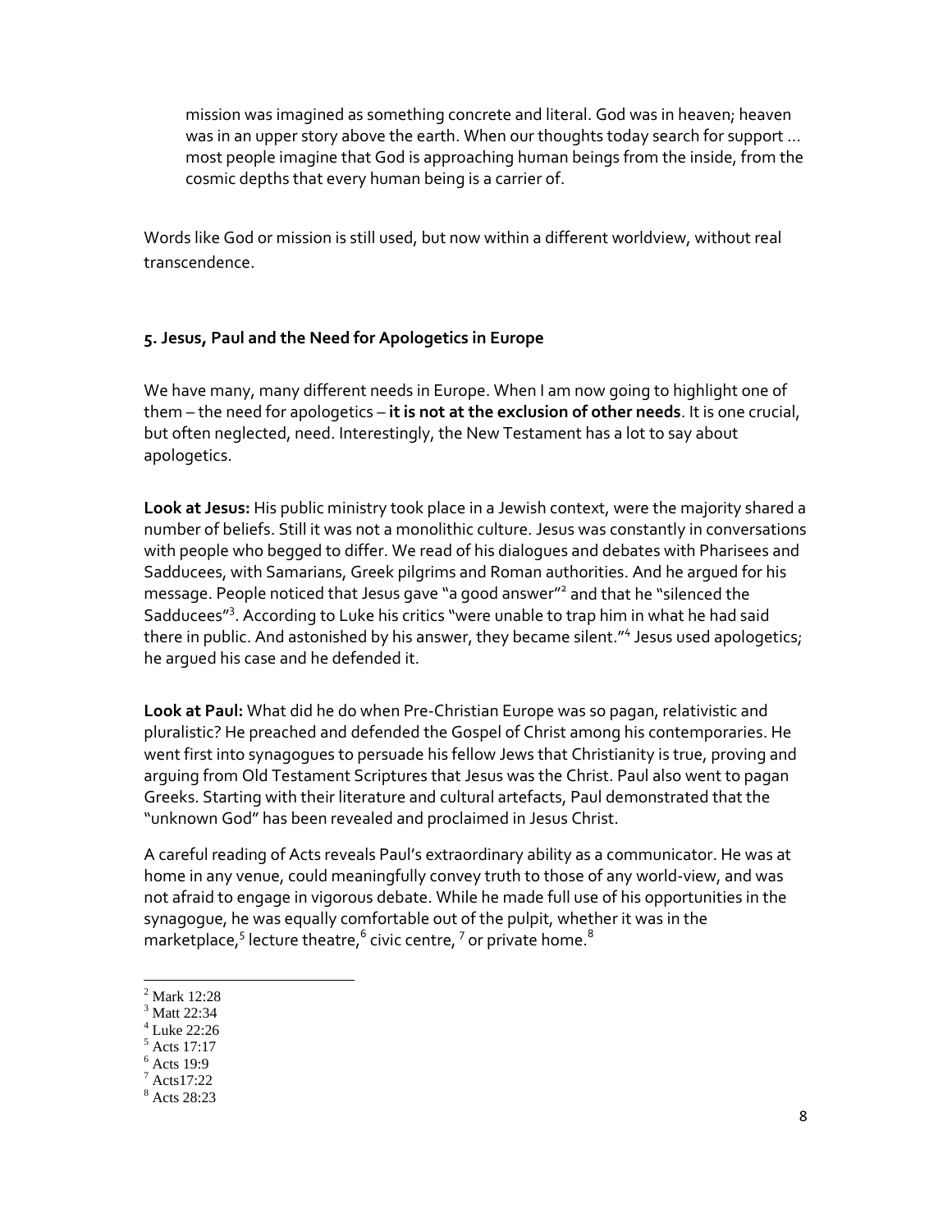> mission was imagined as something concrete and literal. God was in heaven; heaven was in an upper story above the earth. When our thoughts today search for support … most people imagine that God is approaching human beings from the inside, from the cosmic depths that every human being is a carrier of.

Words like God or mission is still used, but now within a different worldview, without real transcendence.

### 5. Jesus, Paul and the Need for Apologetics in Europe

We have many, many different needs in Europe. When I am now going to highlight one of them – the need for apologetics – **it is not at the exclusion of other needs**. It is one crucial, but often neglected, need. Interestingly, the New Testament has a lot to say about apologetics.

**Look at Jesus:** His public ministry took place in a Jewish context, were the majority shared a number of beliefs. Still it was not a monolithic culture. Jesus was constantly in conversations with people who begged to differ. We read of his dialogues and debates with Pharisees and Sadducees, with Samarians, Greek pilgrims and Roman authorities. And he argued for his message. People noticed that Jesus gave "a good answer"[2] and that he "silenced the Sadducees"[3]. According to Luke his critics "were unable to trap him in what he had said there in public. And astonished by his answer, they became silent."[4] Jesus used apologetics; he argued his case and he defended it.

**Look at Paul:** What did he do when Pre-Christian Europe was so pagan, relativistic and pluralistic? He preached and defended the Gospel of Christ among his contemporaries. He went first into synagogues to persuade his fellow Jews that Christianity is true, proving and arguing from Old Testament Scriptures that Jesus was the Christ. Paul also went to pagan Greeks. Starting with their literature and cultural artefacts, Paul demonstrated that the "unknown God" has been revealed and proclaimed in Jesus Christ.

A careful reading of Acts reveals Paul's extraordinary ability as a communicator. He was at home in any venue, could meaningfully convey truth to those of any world-view, and was not afraid to engage in vigorous debate. While he made full use of his opportunities in the synagogue, he was equally comfortable out of the pulpit, whether it was in the marketplace,[5] lecture theatre,[6] civic centre, [7] or private home.[8]

---

[2] Mark 12:28
[3] Matt 22:34
[4] Luke 22:26
[5] Acts 17:17
[6] Acts 19:9
[7] Acts17:22
[8] Acts 28:23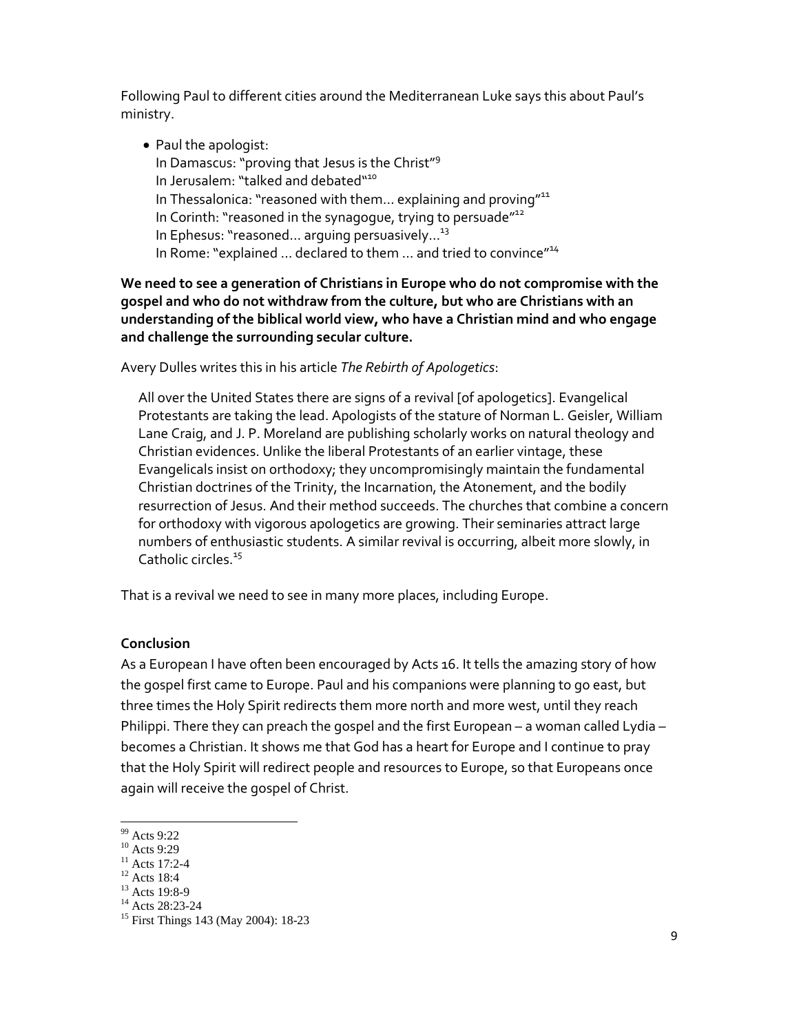Following Paul to different cities around the Mediterranean Luke says this about Paul's ministry.

- Paul the apologist:
  In Damascus: "proving that Jesus is the Christ"[9]
  In Jerusalem: "talked and debated"[10]
  In Thessalonica: "reasoned with them… explaining and proving"[11]
  In Corinth: "reasoned in the synagogue, trying to persuade"[12]
  In Ephesus: "reasoned… arguing persuasively…[13]
  In Rome: "explained … declared to them … and tried to convince"[14]

**We need to see a generation of Christians in Europe who do not compromise with the gospel and who do not withdraw from the culture, but who are Christians with an understanding of the biblical world view, who have a Christian mind and who engage and challenge the surrounding secular culture.**

Avery Dulles writes this in his article *The Rebirth of Apologetics*:

> All over the United States there are signs of a revival [of apologetics]. Evangelical Protestants are taking the lead. Apologists of the stature of Norman L. Geisler, William Lane Craig, and J. P. Moreland are publishing scholarly works on natural theology and Christian evidences. Unlike the liberal Protestants of an earlier vintage, these Evangelicals insist on orthodoxy; they uncompromisingly maintain the fundamental Christian doctrines of the Trinity, the Incarnation, the Atonement, and the bodily resurrection of Jesus. And their method succeeds. The churches that combine a concern for orthodoxy with vigorous apologetics are growing. Their seminaries attract large numbers of enthusiastic students. A similar revival is occurring, albeit more slowly, in Catholic circles.[15]

That is a revival we need to see in many more places, including Europe.

**Conclusion**

As a European I have often been encouraged by Acts 16. It tells the amazing story of how the gospel first came to Europe. Paul and his companions were planning to go east, but three times the Holy Spirit redirects them more north and more west, until they reach Philippi. There they can preach the gospel and the first European – a woman called Lydia – becomes a Christian. It shows me that God has a heart for Europe and I continue to pray that the Holy Spirit will redirect people and resources to Europe, so that Europeans once again will receive the gospel of Christ.

---

[9] Acts 9:22
[10] Acts 9:29
[11] Acts 17:2-4
[12] Acts 18:4
[13] Acts 19:8-9
[14] Acts 28:23-24
[15] First Things 143 (May 2004): 18-23